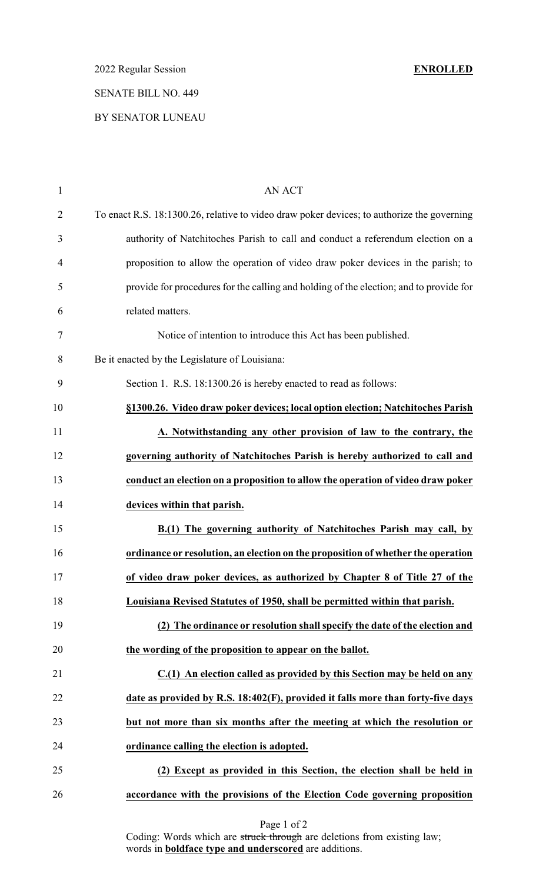2022 Regular Session **ENROLLED**

SENATE BILL NO. 449

BY SENATOR LUNEAU

AN ACT

To enact R.S. 18:1300.26, relative to video draw poker devices; to authorize the governing authority of Natchitoches Parish to call and conduct a referendum election on a proposition to allow the operation of video draw poker devices in the parish; to provide for procedures for the calling and holding of the election; and to provide for related matters.

Notice of intention to introduce this Act has been published.

Be it enacted by the Legislature of Louisiana:

Section 1. R.S. 18:1300.26 is hereby enacted to read as follows:

**<u>§1300.26. Video draw poker devices; local option election; Natchitoches Parish</u>**

**<u>A. Notwithstanding any other provision of law to the contrary, the governing authority of Natchitoches Parish is hereby authorized to call and conduct an election on a proposition to allow the operation of video draw poker devices within that parish.</u>**

**<u>B.(1) The governing authority of Natchitoches Parish may call, by ordinance or resolution, an election on the proposition of whether the operation of video draw poker devices, as authorized by Chapter 8 of Title 27 of the Louisiana Revised Statutes of 1950, shall be permitted within that parish.</u>**

**<u>(2) The ordinance or resolution shall specify the date of the election and the wording of the proposition to appear on the ballot.</u>**

**<u>C.(1) An election called as provided by this Section may be held on any date as provided by R.S. 18:402(F), provided it falls more than forty-five days but not more than six months after the meeting at which the resolution or ordinance calling the election is adopted.</u>**

**<u>(2) Except as provided in this Section, the election shall be held in accordance with the provisions of the Election Code governing proposition</u>**

Coding: Words which are ~~struck through~~ are deletions from existing law; words in **<u>boldface type and underscored</u>** are additions.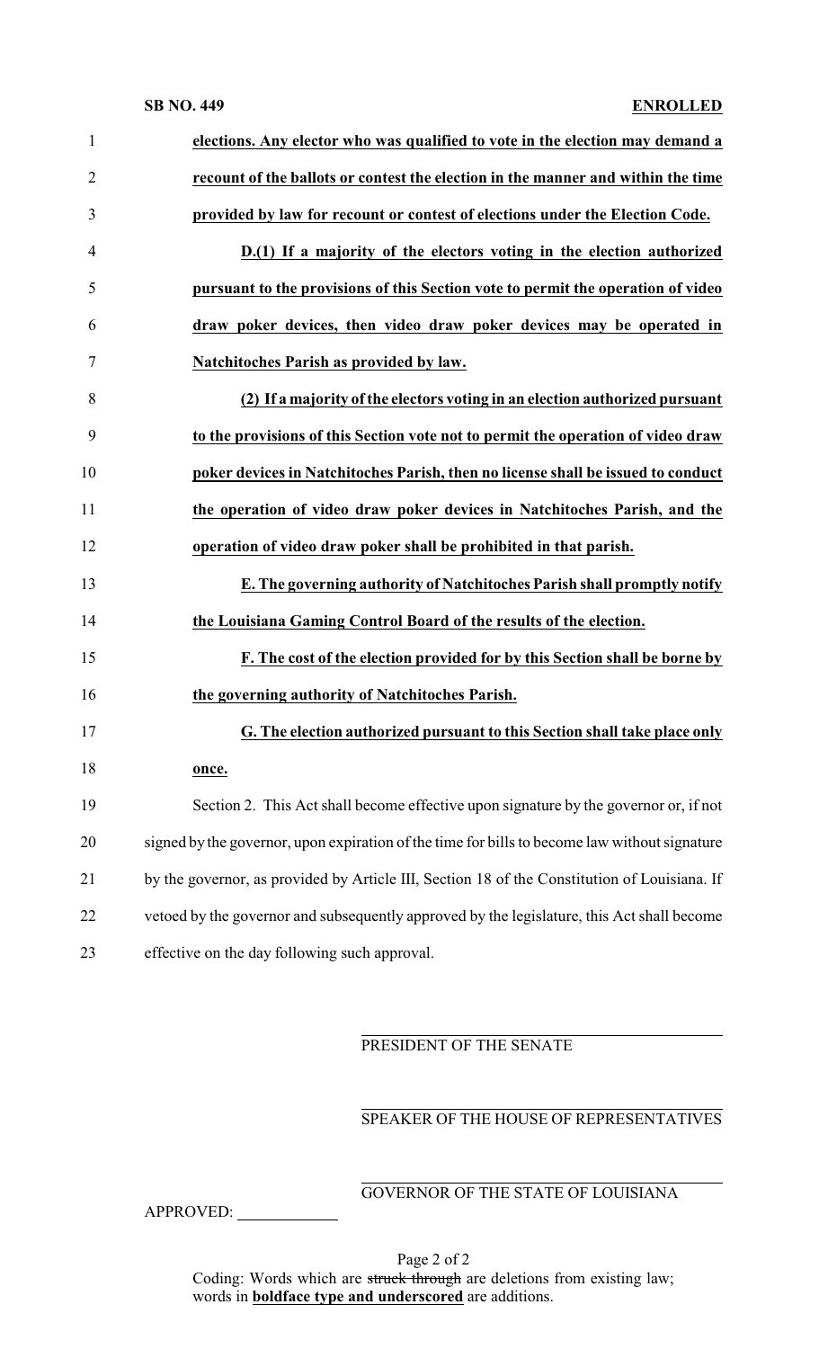**elections. Any elector who was qualified to vote in the election may demand a recount of the ballots or contest the election in the manner and within the time provided by law for recount or contest of elections under the Election Code.**

**D.(1) If a majority of the electors voting in the election authorized pursuant to the provisions of this Section vote to permit the operation of video draw poker devices, then video draw poker devices may be operated in Natchitoches Parish as provided by law.**

**(2) If a majority of the electors voting in an election authorized pursuant to the provisions of this Section vote not to permit the operation of video draw poker devices in Natchitoches Parish, then no license shall be issued to conduct the operation of video draw poker devices in Natchitoches Parish, and the operation of video draw poker shall be prohibited in that parish.**

**E. The governing authority of Natchitoches Parish shall promptly notify the Louisiana Gaming Control Board of the results of the election.**

**F. The cost of the election provided for by this Section shall be borne by the governing authority of Natchitoches Parish.**

**G. The election authorized pursuant to this Section shall take place only once.**

Section 2. This Act shall become effective upon signature by the governor or, if not signed by the governor, upon expiration of the time for bills to become law without signature by the governor, as provided by Article III, Section 18 of the Constitution of Louisiana. If vetoed by the governor and subsequently approved by the legislature, this Act shall become effective on the day following such approval.

PRESIDENT OF THE SENATE

SPEAKER OF THE HOUSE OF REPRESENTATIVES

GOVERNOR OF THE STATE OF LOUISIANA

APPROVED: \_\_\_\_\_\_\_\_\_\_\_\_

Coding: Words which are ~~struck through~~ are deletions from existing law; words in **boldface type and underscored** are additions.